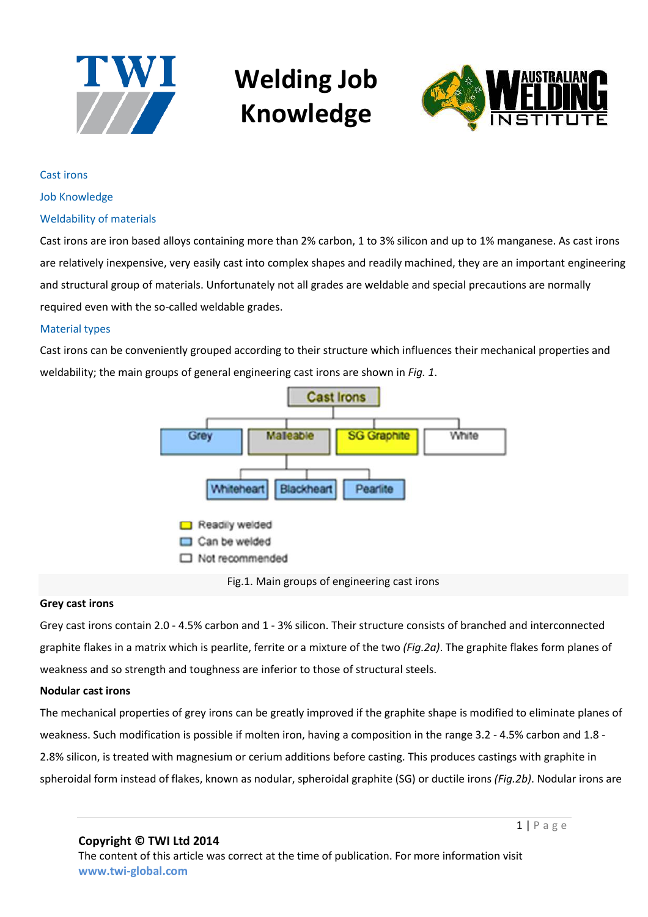# Welding Job Knowledge

Cast irons

Job Knowledge

Weldability of materials

Cast irons are iron based alloys containing more than 2% carbon, 1 to 3% silicon and up to 1% manganese. As cast irons are relatively inexpensive, very easily cast into complex shapes and readily machined, they are an important engineering and structural group of materials. Unfortunately not all grades are weldable and special precautions are normally required even with the so-called weldable grades.

## Material types

Cast irons can be conveniently grouped according to their structure which influences their mechanical properties and weldability; the main groups of general engineering cast irons are shown in *Fig. 1*.

Cast Irons
- Grey
- Malleable
  - Whiteheart
  - Blackheart
  - Pearlite
- SG Graphite
- White

Key:
- Readily welded (SG Graphite)
- Can be welded (Grey, Whiteheart, Blackheart, Pearlite)
- Not recommended (Malleable, White)

Fig.1. Main groups of engineering cast irons

**Grey cast irons**

Grey cast irons contain 2.0 - 4.5% carbon and 1 - 3% silicon. Their structure consists of branched and interconnected graphite flakes in a matrix which is pearlite, ferrite or a mixture of the two *(Fig.2a)*. The graphite flakes form planes of weakness and so strength and toughness are inferior to those of structural steels.

**Nodular cast irons**

The mechanical properties of grey irons can be greatly improved if the graphite shape is modified to eliminate planes of weakness. Such modification is possible if molten iron, having a composition in the range 3.2 - 4.5% carbon and 1.8 - 2.8% silicon, is treated with magnesium or cerium additions before casting. This produces castings with graphite in spheroidal form instead of flakes, known as nodular, spheroidal graphite (SG) or ductile irons *(Fig.2b)*. Nodular irons are

**Copyright © TWI Ltd 2014**
The content of this article was correct at the time of publication. For more information visit **www.twi-global.com**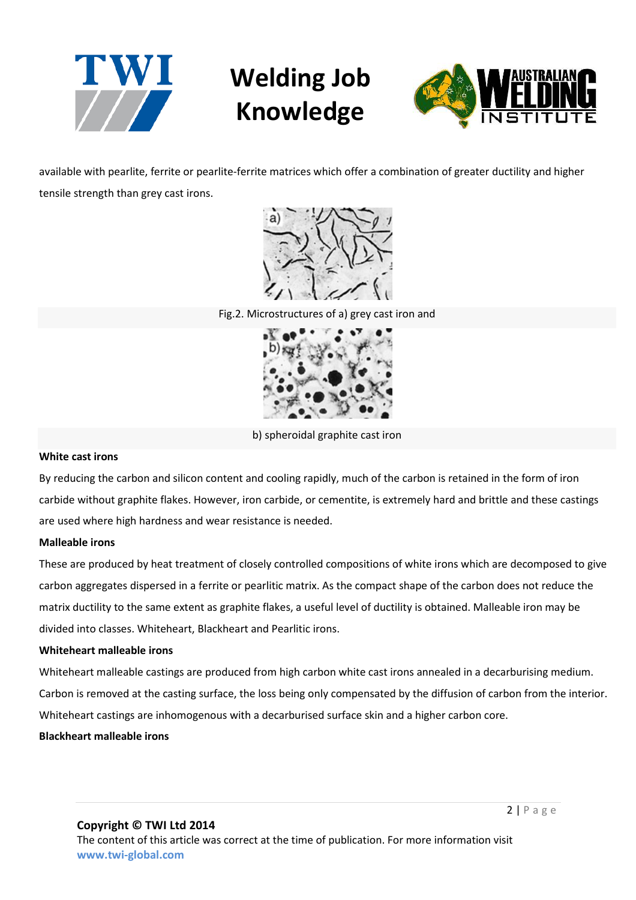available with pearlite, ferrite or pearlite-ferrite matrices which offer a combination of greater ductility and higher tensile strength than grey cast irons.

Fig.2. Microstructures of a) grey cast iron and

b) spheroidal graphite cast iron

**White cast irons**

By reducing the carbon and silicon content and cooling rapidly, much of the carbon is retained in the form of iron carbide without graphite flakes. However, iron carbide, or cementite, is extremely hard and brittle and these castings are used where high hardness and wear resistance is needed.

**Malleable irons**

These are produced by heat treatment of closely controlled compositions of white irons which are decomposed to give carbon aggregates dispersed in a ferrite or pearlitic matrix. As the compact shape of the carbon does not reduce the matrix ductility to the same extent as graphite flakes, a useful level of ductility is obtained. Malleable iron may be divided into classes. Whiteheart, Blackheart and Pearlitic irons.

**Whiteheart malleable irons**

Whiteheart malleable castings are produced from high carbon white cast irons annealed in a decarburising medium. Carbon is removed at the casting surface, the loss being only compensated by the diffusion of carbon from the interior. Whiteheart castings are inhomogenous with a decarburised surface skin and a higher carbon core.

**Blackheart malleable irons**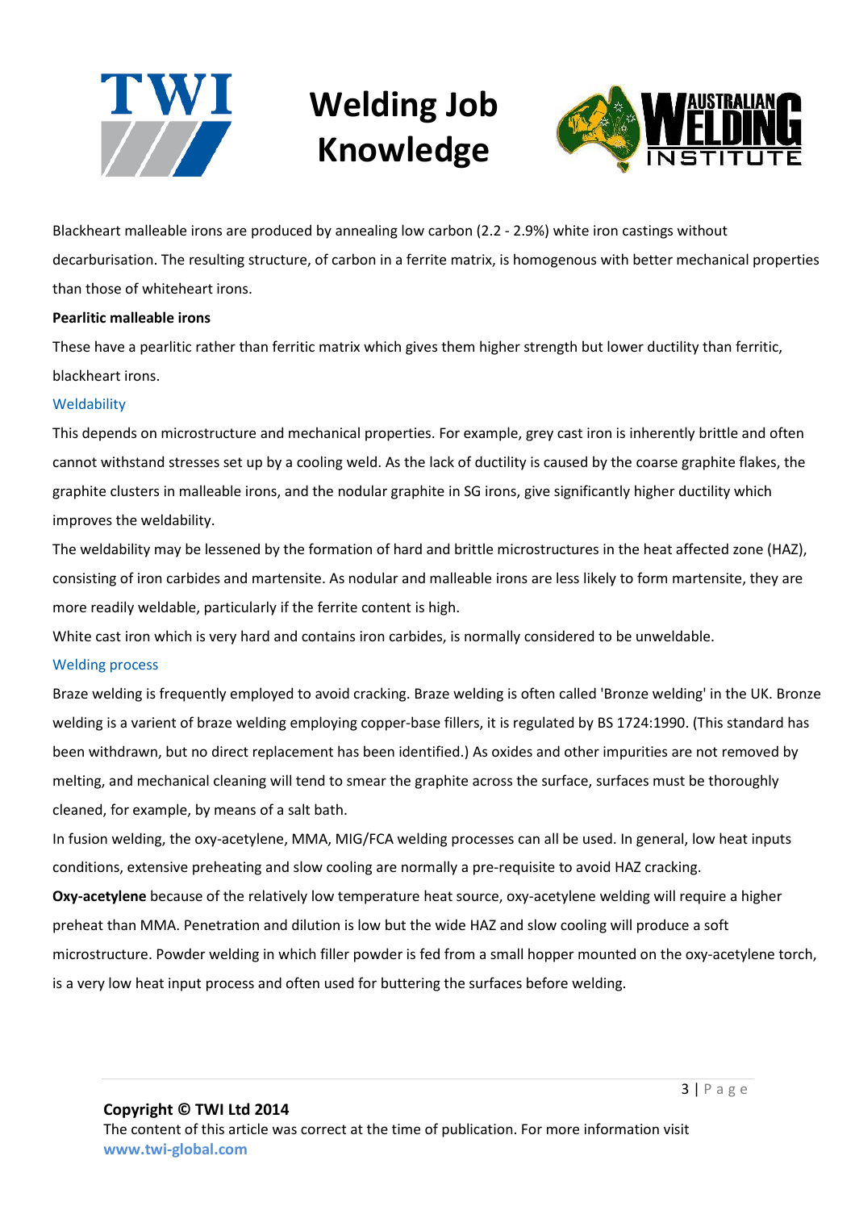Blackheart malleable irons are produced by annealing low carbon (2.2 - 2.9%) white iron castings without decarburisation. The resulting structure, of carbon in a ferrite matrix, is homogenous with better mechanical properties than those of whiteheart irons.

**Pearlitic malleable irons**

These have a pearlitic rather than ferritic matrix which gives them higher strength but lower ductility than ferritic, blackheart irons.

## Weldability

This depends on microstructure and mechanical properties. For example, grey cast iron is inherently brittle and often cannot withstand stresses set up by a cooling weld. As the lack of ductility is caused by the coarse graphite flakes, the graphite clusters in malleable irons, and the nodular graphite in SG irons, give significantly higher ductility which improves the weldability.

The weldability may be lessened by the formation of hard and brittle microstructures in the heat affected zone (HAZ), consisting of iron carbides and martensite. As nodular and malleable irons are less likely to form martensite, they are more readily weldable, particularly if the ferrite content is high.

White cast iron which is very hard and contains iron carbides, is normally considered to be unweldable.

## Welding process

Braze welding is frequently employed to avoid cracking. Braze welding is often called 'Bronze welding' in the UK. Bronze welding is a varient of braze welding employing copper-base fillers, it is regulated by BS 1724:1990. (This standard has been withdrawn, but no direct replacement has been identified.) As oxides and other impurities are not removed by melting, and mechanical cleaning will tend to smear the graphite across the surface, surfaces must be thoroughly cleaned, for example, by means of a salt bath.

In fusion welding, the oxy-acetylene, MMA, MIG/FCA welding processes can all be used. In general, low heat inputs conditions, extensive preheating and slow cooling are normally a pre-requisite to avoid HAZ cracking.

**Oxy-acetylene** because of the relatively low temperature heat source, oxy-acetylene welding will require a higher preheat than MMA. Penetration and dilution is low but the wide HAZ and slow cooling will produce a soft microstructure. Powder welding in which filler powder is fed from a small hopper mounted on the oxy-acetylene torch, is a very low heat input process and often used for buttering the surfaces before welding.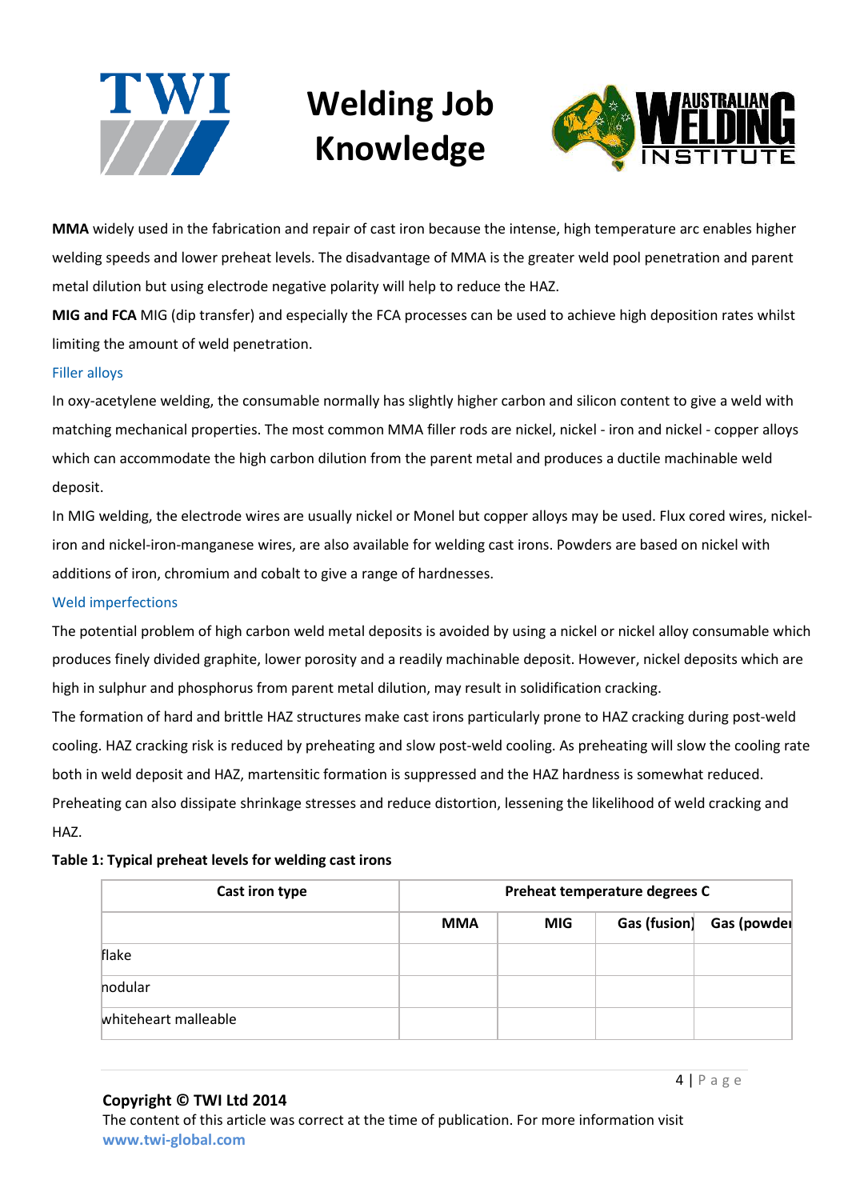**MMA** widely used in the fabrication and repair of cast iron because the intense, high temperature arc enables higher welding speeds and lower preheat levels. The disadvantage of MMA is the greater weld pool penetration and parent metal dilution but using electrode negative polarity will help to reduce the HAZ.

**MIG and FCA** MIG (dip transfer) and especially the FCA processes can be used to achieve high deposition rates whilst limiting the amount of weld penetration.

### Filler alloys

In oxy-acetylene welding, the consumable normally has slightly higher carbon and silicon content to give a weld with matching mechanical properties. The most common MMA filler rods are nickel, nickel - iron and nickel - copper alloys which can accommodate the high carbon dilution from the parent metal and produces a ductile machinable weld deposit.

In MIG welding, the electrode wires are usually nickel or Monel but copper alloys may be used. Flux cored wires, nickel-iron and nickel-iron-manganese wires, are also available for welding cast irons. Powders are based on nickel with additions of iron, chromium and cobalt to give a range of hardnesses.

### Weld imperfections

The potential problem of high carbon weld metal deposits is avoided by using a nickel or nickel alloy consumable which produces finely divided graphite, lower porosity and a readily machinable deposit. However, nickel deposits which are high in sulphur and phosphorus from parent metal dilution, may result in solidification cracking.

The formation of hard and brittle HAZ structures make cast irons particularly prone to HAZ cracking during post-weld cooling. HAZ cracking risk is reduced by preheating and slow post-weld cooling. As preheating will slow the cooling rate both in weld deposit and HAZ, martensitic formation is suppressed and the HAZ hardness is somewhat reduced. Preheating can also dissipate shrinkage stresses and reduce distortion, lessening the likelihood of weld cracking and HAZ.

**Table 1: Typical preheat levels for welding cast irons**

| Cast iron type | Preheat temperature degrees C | | | |
|---|---|---|---|---|
| | MMA | MIG | Gas (fusion) | Gas (powder |
| flake | | | | |
| nodular | | | | |
| whiteheart malleable | | | | |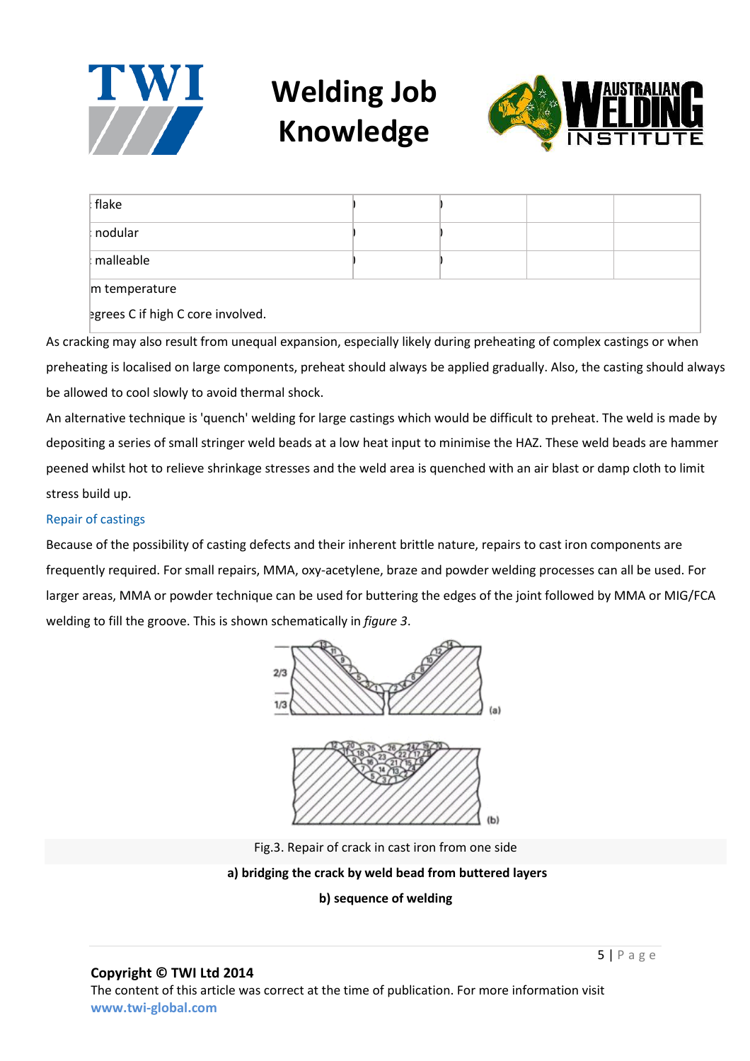| flake | ) | ) | | |
|---|---|---|---|---|
| nodular | ) | ) | | |
| malleable | ) | ) | | |
| m temperature | | | | |
| egrees C if high C core involved. | | | | |

As cracking may also result from unequal expansion, especially likely during preheating of complex castings or when preheating is localised on large components, preheat should always be applied gradually. Also, the casting should always be allowed to cool slowly to avoid thermal shock.

An alternative technique is 'quench' welding for large castings which would be difficult to preheat. The weld is made by depositing a series of small stringer weld beads at a low heat input to minimise the HAZ. These weld beads are hammer peened whilst hot to relieve shrinkage stresses and the weld area is quenched with an air blast or damp cloth to limit stress build up.

## Repair of castings

Because of the possibility of casting defects and their inherent brittle nature, repairs to cast iron components are frequently required. For small repairs, MMA, oxy-acetylene, braze and powder welding processes can all be used. For larger areas, MMA or powder technique can be used for buttering the edges of the joint followed by MMA or MIG/FCA welding to fill the groove. This is shown schematically in *figure 3*.

Fig.3. Repair of crack in cast iron from one side

**a) bridging the crack by weld bead from buttered layers**

**b) sequence of welding**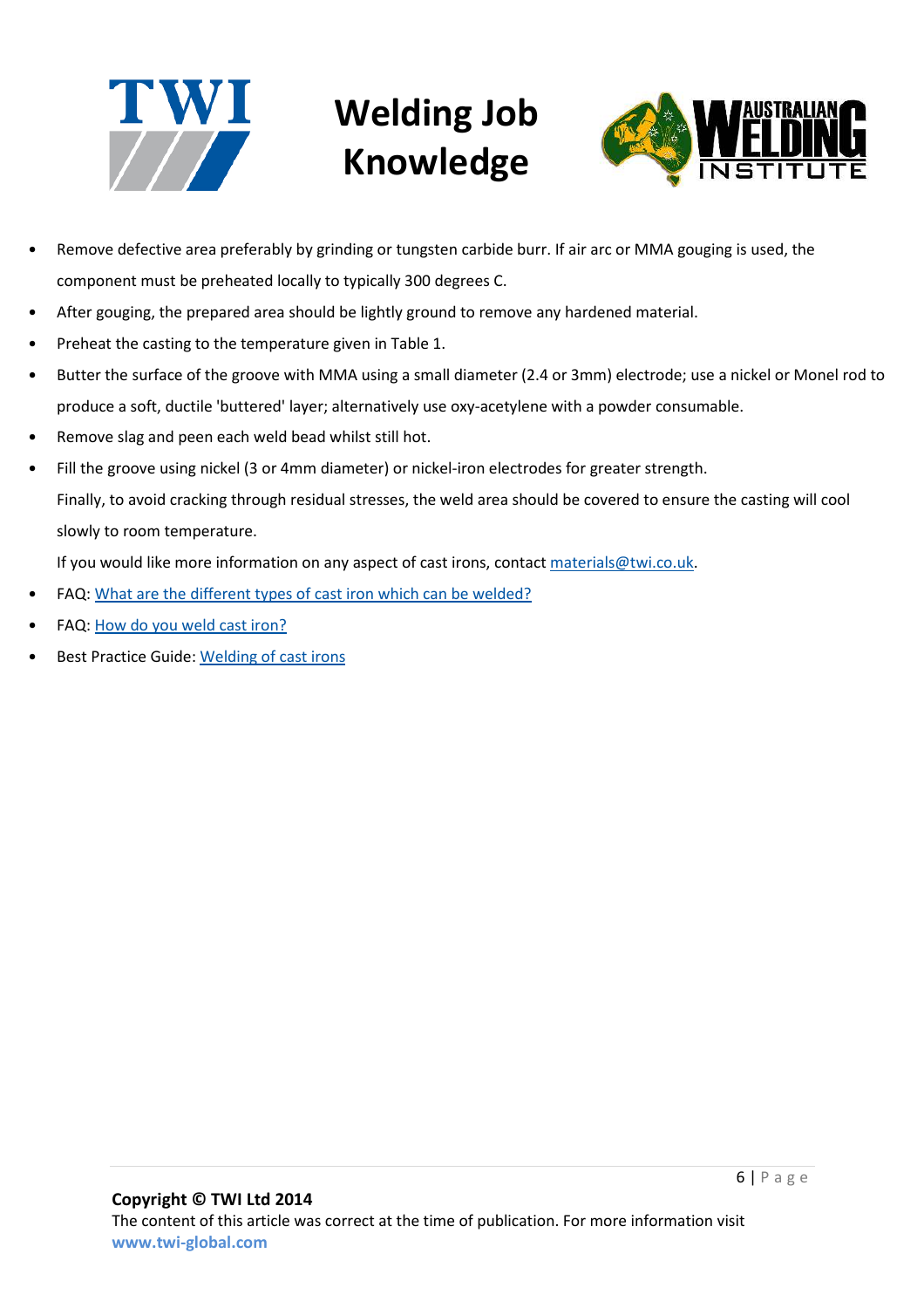- Remove defective area preferably by grinding or tungsten carbide burr. If air arc or MMA gouging is used, the component must be preheated locally to typically 300 degrees C.
- After gouging, the prepared area should be lightly ground to remove any hardened material.
- Preheat the casting to the temperature given in Table 1.
- Butter the surface of the groove with MMA using a small diameter (2.4 or 3mm) electrode; use a nickel or Monel rod to produce a soft, ductile 'buttered' layer; alternatively use oxy-acetylene with a powder consumable.
- Remove slag and peen each weld bead whilst still hot.
- Fill the groove using nickel (3 or 4mm diameter) or nickel-iron electrodes for greater strength.

  Finally, to avoid cracking through residual stresses, the weld area should be covered to ensure the casting will cool slowly to room temperature.

  If you would like more information on any aspect of cast irons, contact materials@twi.co.uk.
- FAQ: What are the different types of cast iron which can be welded?
- FAQ: How do you weld cast iron?
- Best Practice Guide: Welding of cast irons

**Copyright © TWI Ltd 2014**
The content of this article was correct at the time of publication. For more information visit **www.twi-global.com**